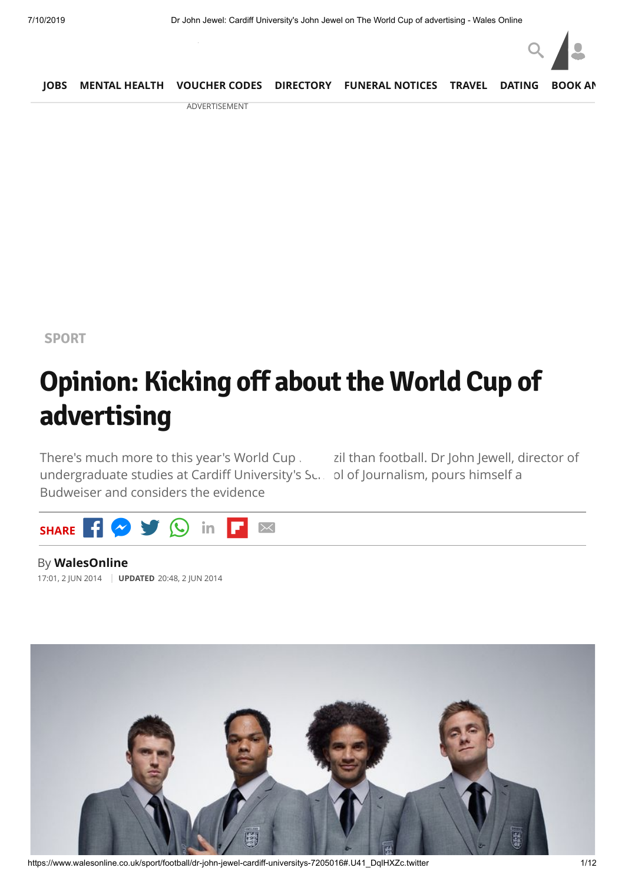JOBS MENTAL HEALTH VOUCHER CODES DIRECTORY FUNERAL NOTICES TRAVEL DATING BOOK AN

ADVERTISEMENT

SPORT

# Opinion: Kicking off about the World Cup of advertising

There's much more to this year's World Cup in Brazil than football. Dr John Jewell, director of undergraduate studies at Cardiff University's School of Journalism, pours himself a Budweiser and considers the evidence

SHARE

By **WalesOnline**

17:01, 2 JUN 2014 | **UPDATED** 20:48, 2 JUN 2014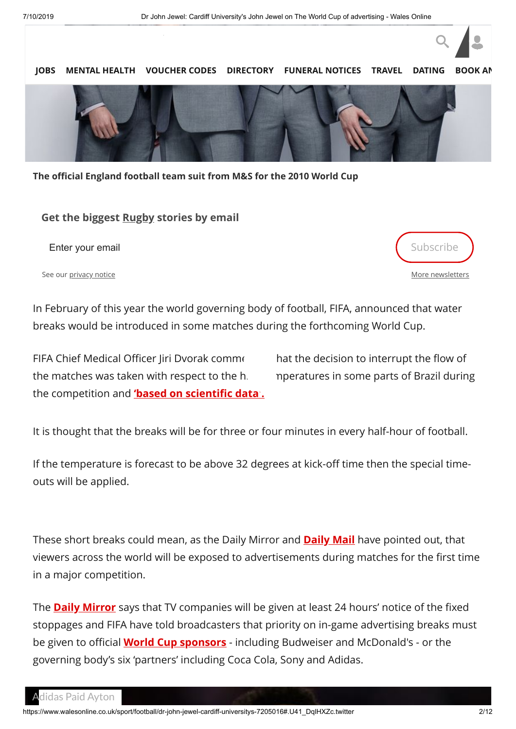The official England football team suit from M&S for the 2010 World Cup

In February of this year the world governing body of football, FIFA, announced that water breaks would be introduced in some matches during the forthcoming World Cup.

FIFA Chief Medical Officer Jiri Dvorak comme hat the decision to interrupt the flow of the matches was taken with respect to the h nperatures in some parts of Brazil during the competition and **'based on scientific data'.**

It is thought that the breaks will be for three or four minutes in every half-hour of football.

If the temperature is forecast to be above 32 degrees at kick-off time then the special time-outs will be applied.

These short breaks could mean, as the Daily Mirror and **Daily Mail** have pointed out, that viewers across the world will be exposed to advertisements during matches for the first time in a major competition.

The **Daily Mirror** says that TV companies will be given at least 24 hours' notice of the fixed stoppages and FIFA have told broadcasters that priority on in-game advertising breaks must be given to official **World Cup sponsors** - including Budweiser and McDonald's - or the governing body's six 'partners' including Coca Cola, Sony and Adidas.

Adidas Paid Ayton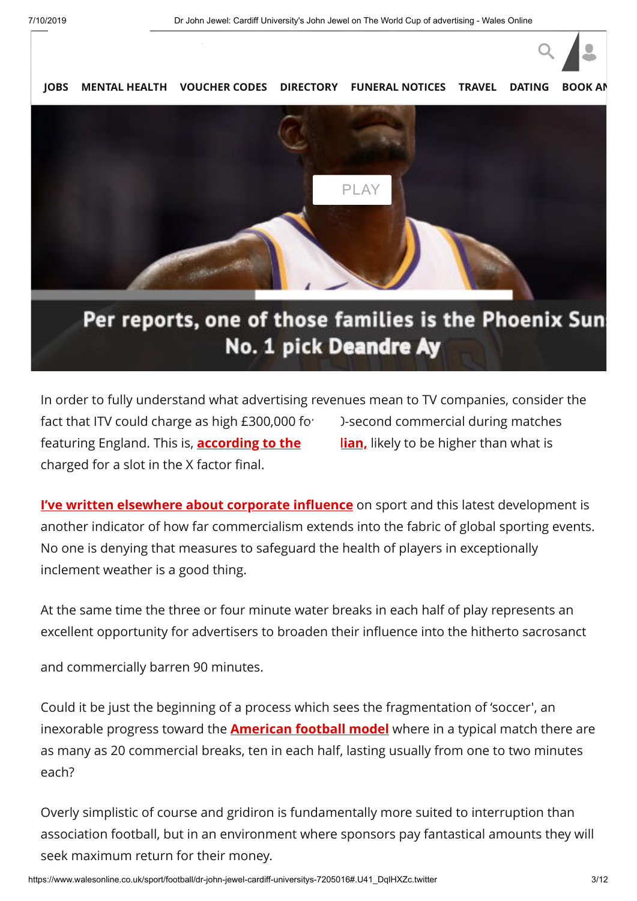In order to fully understand what advertising revenues mean to TV companies, consider the fact that ITV could charge as high £300,000 fo )-second commercial during matches featuring England. This is, **according to the lian,** likely to be higher than what is charged for a slot in the X factor final.

**I've written elsewhere about corporate influence** on sport and this latest development is another indicator of how far commercialism extends into the fabric of global sporting events. No one is denying that measures to safeguard the health of players in exceptionally inclement weather is a good thing.

At the same time the three or four minute water breaks in each half of play represents an excellent opportunity for advertisers to broaden their influence into the hitherto sacrosanct and commercially barren 90 minutes.

Could it be just the beginning of a process which sees the fragmentation of 'soccer', an inexorable progress toward the **American football model** where in a typical match there are as many as 20 commercial breaks, ten in each half, lasting usually from one to two minutes each?

Overly simplistic of course and gridiron is fundamentally more suited to interruption than association football, but in an environment where sponsors pay fantastical amounts they will seek maximum return for their money.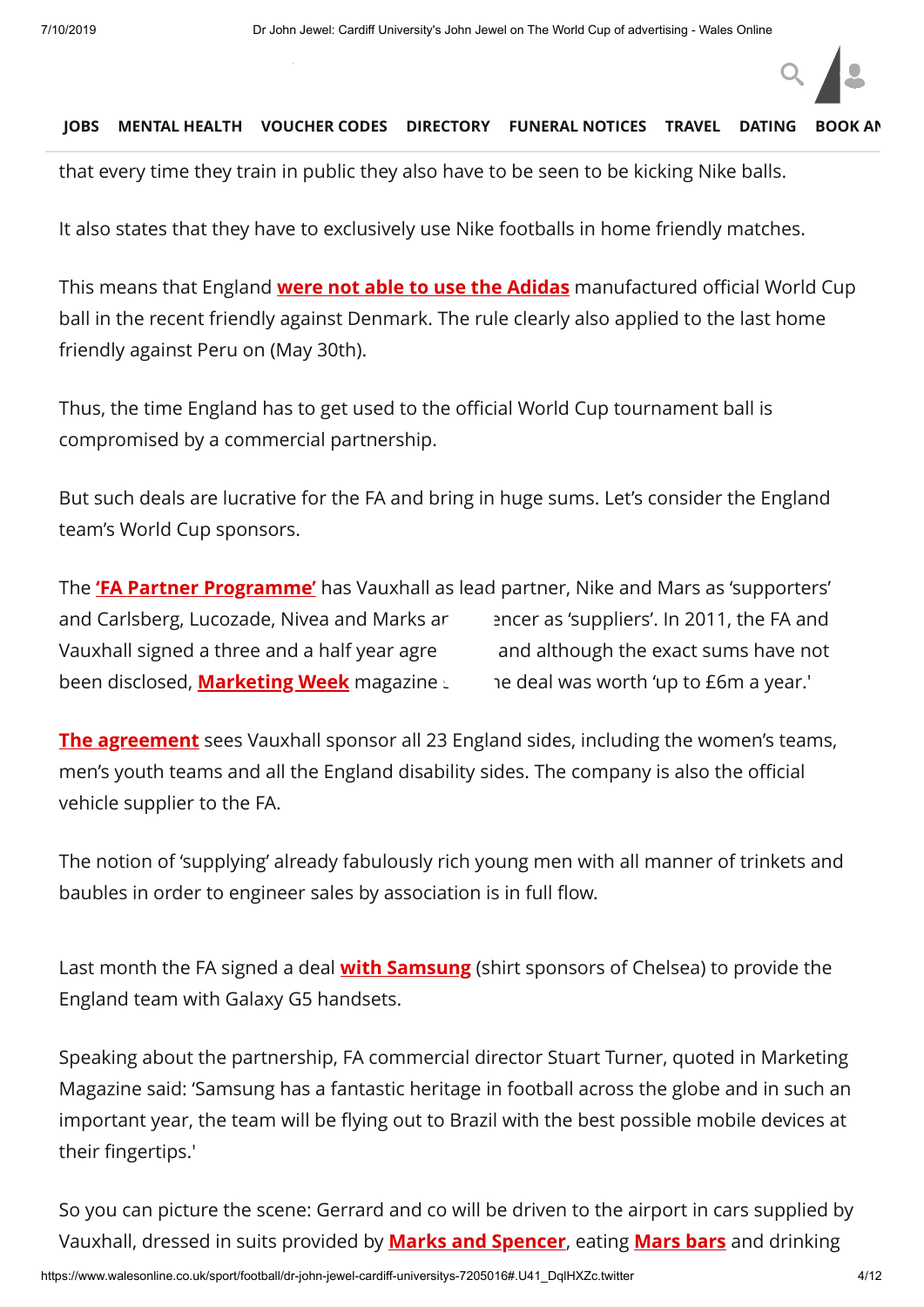that every time they train in public they also have to be seen to be kicking Nike balls.

It also states that they have to exclusively use Nike footballs in home friendly matches.

This means that England **were not able to use the Adidas** manufactured official World Cup ball in the recent friendly against Denmark. The rule clearly also applied to the last home friendly against Peru on (May 30th).

Thus, the time England has to get used to the official World Cup tournament ball is compromised by a commercial partnership.

But such deals are lucrative for the FA and bring in huge sums. Let's consider the England team's World Cup sponsors.

The **'FA Partner Programme'** has Vauxhall as lead partner, Nike and Mars as 'supporters' and Carlsberg, Lucozade, Nivea and Marks ar encer as 'suppliers'. In 2011, the FA and Vauxhall signed a three and a half year agre and although the exact sums have not been disclosed, **Marketing Week** magazine e deal was worth 'up to £6m a year.'

**The agreement** sees Vauxhall sponsor all 23 England sides, including the women's teams, men's youth teams and all the England disability sides. The company is also the official vehicle supplier to the FA.

The notion of 'supplying' already fabulously rich young men with all manner of trinkets and baubles in order to engineer sales by association is in full flow.

Last month the FA signed a deal **with Samsung** (shirt sponsors of Chelsea) to provide the England team with Galaxy G5 handsets.

Speaking about the partnership, FA commercial director Stuart Turner, quoted in Marketing Magazine said: 'Samsung has a fantastic heritage in football across the globe and in such an important year, the team will be flying out to Brazil with the best possible mobile devices at their fingertips.'

So you can picture the scene: Gerrard and co will be driven to the airport in cars supplied by Vauxhall, dressed in suits provided by **Marks and Spencer**, eating **Mars bars** and drinking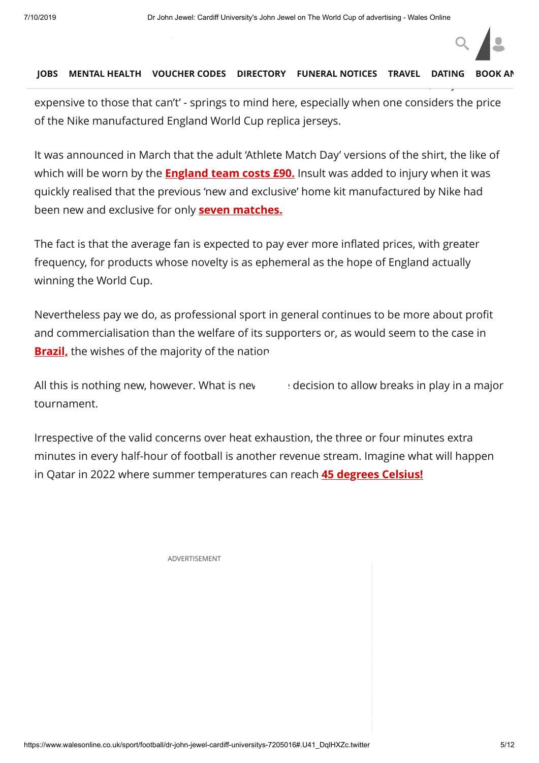expensive to those that can't' - springs to mind here, especially when one considers the price of the Nike manufactured England World Cup replica jerseys.

It was announced in March that the adult 'Athlete Match Day' versions of the shirt, the like of which will be worn by the **England team costs £90.** Insult was added to injury when it was quickly realised that the previous 'new and exclusive' home kit manufactured by Nike had been new and exclusive for only **seven matches.**

The fact is that the average fan is expected to pay ever more inflated prices, with greater frequency, for products whose novelty is as ephemeral as the hope of England actually winning the World Cup.

Nevertheless pay we do, as professional sport in general continues to be more about profit and commercialisation than the welfare of its supporters or, as would seem to the case in **Brazil,** the wishes of the majority of the nation

All this is nothing new, however. What is nev decision to allow breaks in play in a major tournament.

Irrespective of the valid concerns over heat exhaustion, the three or four minutes extra minutes in every half-hour of football is another revenue stream. Imagine what will happen in Qatar in 2022 where summer temperatures can reach **45 degrees Celsius!**

ADVERTISEMENT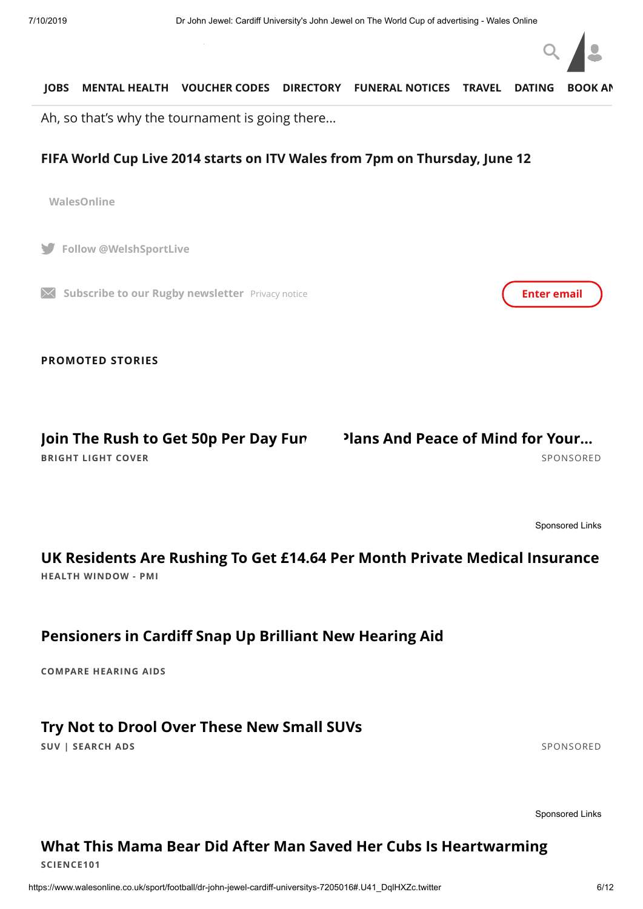JOBS MENTAL HEALTH VOUCHER CODES DIRECTORY FUNERAL NOTICES TRAVEL DATING BOOK AN

Ah, so that's why the tournament is going there...

**FIFA World Cup Live 2014 starts on ITV Wales from 7pm on Thursday, June 12**

WalesOnline

Follow @WelshSportLive

Subscribe to our Rugby newsletter Privacy notice

Enter email

**PROMOTED STORIES**

**Join The Rush to Get 50p Per Day Fur**
BRIGHT LIGHT COVER

**Plans And Peace of Mind for Your...**
SPONSORED

Sponsored Links

**UK Residents Are Rushing To Get £14.64 Per Month Private Medical Insurance**
HEALTH WINDOW - PMI

**Pensioners in Cardiff Snap Up Brilliant New Hearing Aid**
COMPARE HEARING AIDS

**Try Not to Drool Over These New Small SUVs**
SUV | SEARCH ADS
SPONSORED

Sponsored Links

**What This Mama Bear Did After Man Saved Her Cubs Is Heartwarming**
SCIENCE101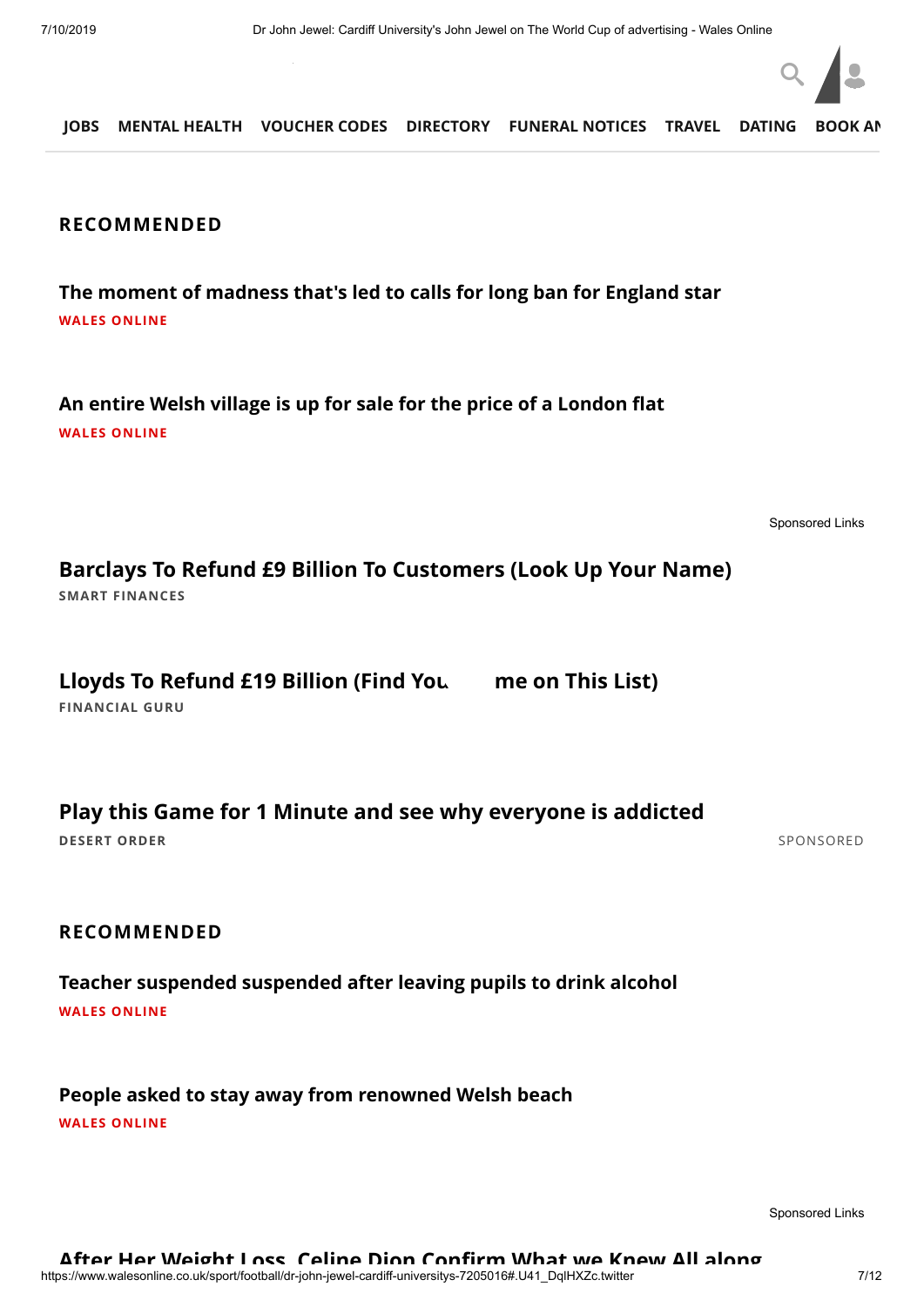JOBS MENTAL HEALTH VOUCHER CODES DIRECTORY FUNERAL NOTICES TRAVEL DATING BOOK AN

## RECOMMENDED

**The moment of madness that's led to calls for long ban for England star**

WALES ONLINE

**An entire Welsh village is up for sale for the price of a London flat**

WALES ONLINE

Sponsored Links

**Barclays To Refund £9 Billion To Customers (Look Up Your Name)**

SMART FINANCES

**Lloyds To Refund £19 Billion (Find You me on This List)**

FINANCIAL GURU

**Play this Game for 1 Minute and see why everyone is addicted**

DESERT ORDER

SPONSORED

## RECOMMENDED

**Teacher suspended suspended after leaving pupils to drink alcohol**

WALES ONLINE

**People asked to stay away from renowned Welsh beach**

WALES ONLINE

Sponsored Links

**After Her Weight Loss, Celine Dion Confirm What we Knew All along**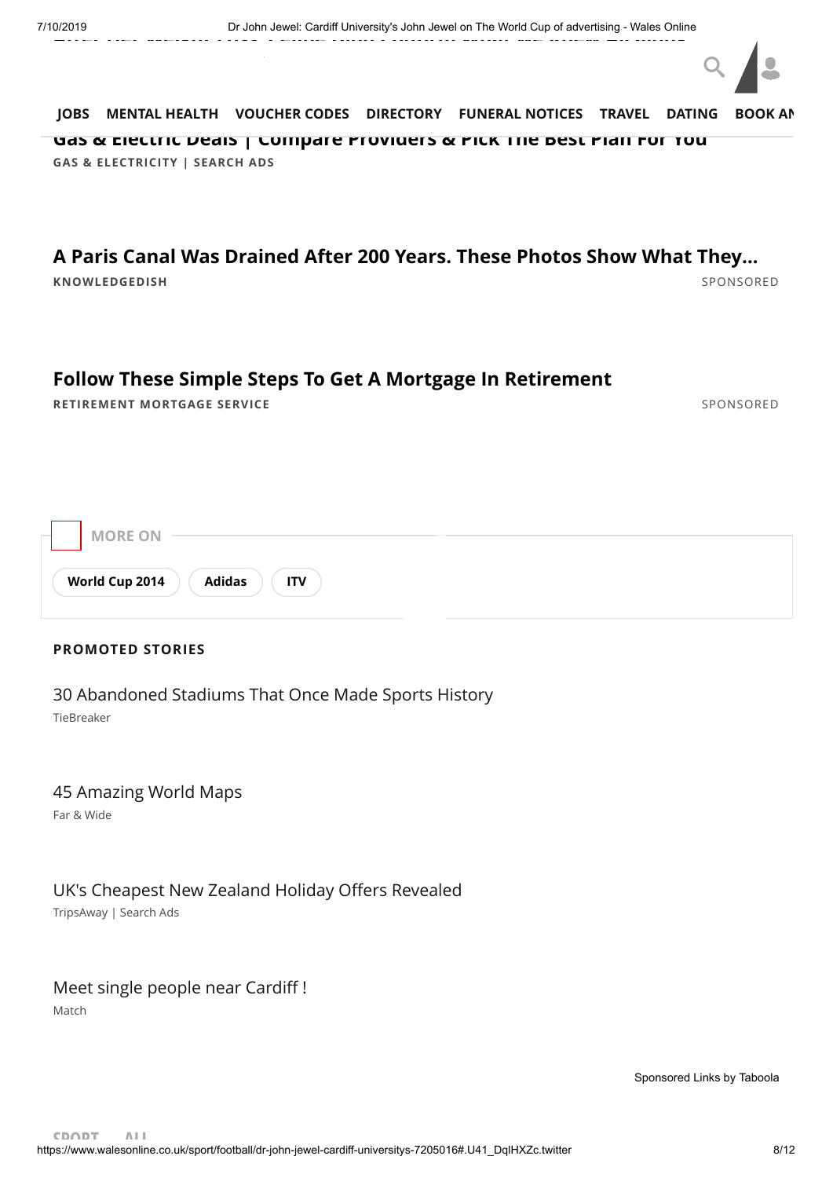JOBS MENTAL HEALTH VOUCHER CODES DIRECTORY FUNERAL NOTICES TRAVEL DATING BOOK AN

**Gas & Electric Deals | Compare Providers & Pick The Best Plan For You**

GAS & ELECTRICITY | SEARCH ADS

**A Paris Canal Was Drained After 200 Years. These Photos Show What They...**

KNOWLEDGEDISH — SPONSORED

**Follow These Simple Steps To Get A Mortgage In Retirement**

RETIREMENT MORTGAGE SERVICE — SPONSORED

MORE ON

World Cup 2014 | Adidas | ITV

PROMOTED STORIES

30 Abandoned Stadiums That Once Made Sports History
TieBreaker

45 Amazing World Maps
Far & Wide

UK's Cheapest New Zealand Holiday Offers Revealed
TripsAway | Search Ads

Meet single people near Cardiff !
Match

Sponsored Links by Taboola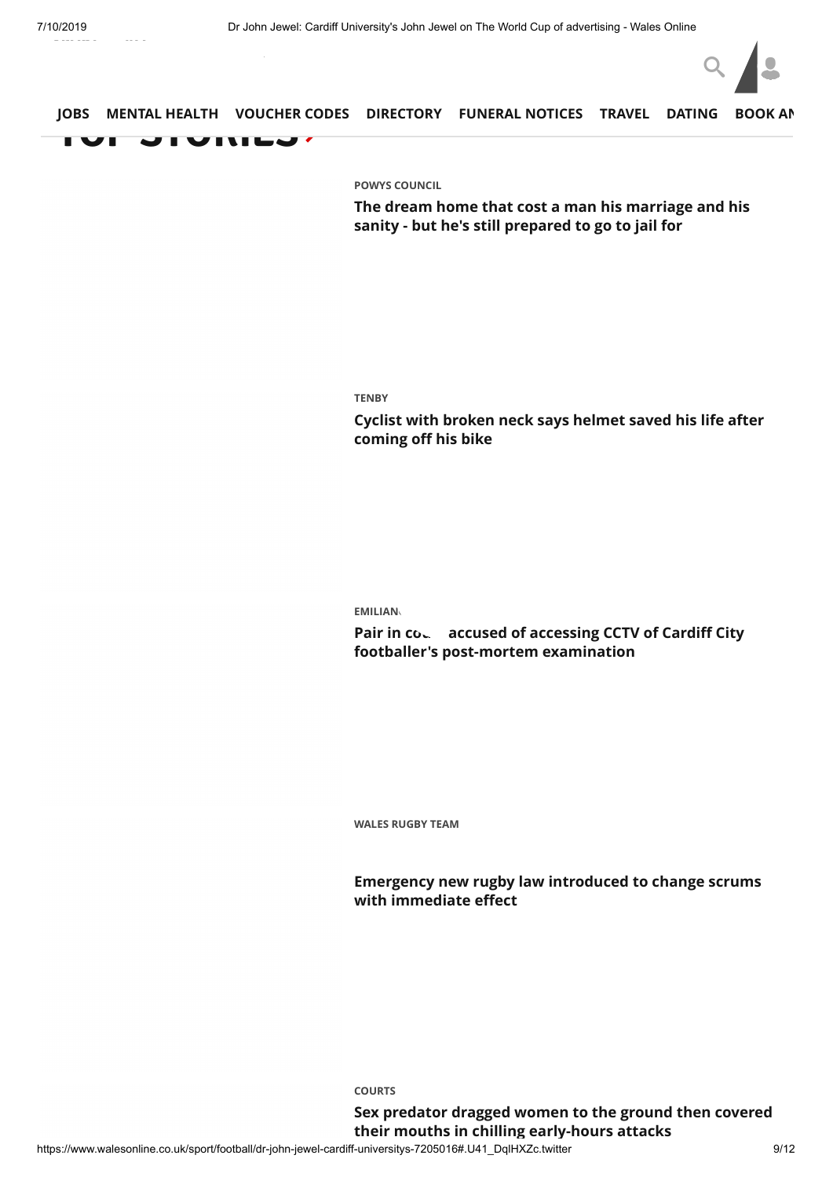JOBS MENTAL HEALTH VOUCHER CODES DIRECTORY FUNERAL NOTICES TRAVEL DATING BOOK AN

## TOP STORIES

POWYS COUNCIL

**The dream home that cost a man his marriage and his sanity - but he's still prepared to go to jail for**

TENBY

**Cyclist with broken neck says helmet saved his life after coming off his bike**

EMILIANO

**Pair in court accused of accessing CCTV of Cardiff City footballer's post-mortem examination**

WALES RUGBY TEAM

**Emergency new rugby law introduced to change scrums with immediate effect**

COURTS

**Sex predator dragged women to the ground then covered their mouths in chilling early-hours attacks**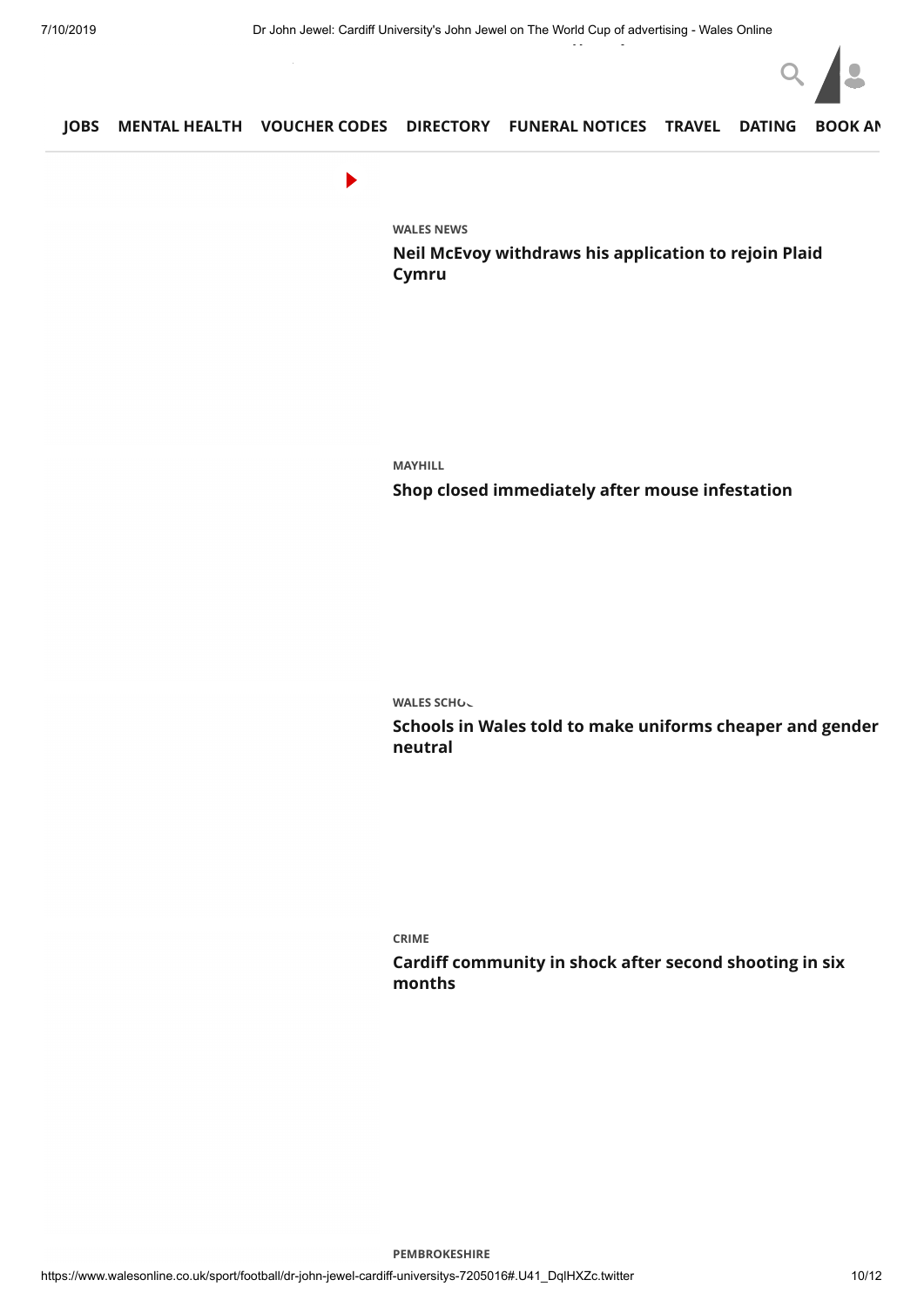JOBS MENTAL HEALTH VOUCHER CODES DIRECTORY FUNERAL NOTICES TRAVEL DATING BOOK AN

WALES NEWS

**Neil McEvoy withdraws his application to rejoin Plaid Cymru**

MAYHILL

**Shop closed immediately after mouse infestation**

WALES SCHO

**Schools in Wales told to make uniforms cheaper and gender neutral**

CRIME

**Cardiff community in shock after second shooting in six months**

PEMBROKESHIRE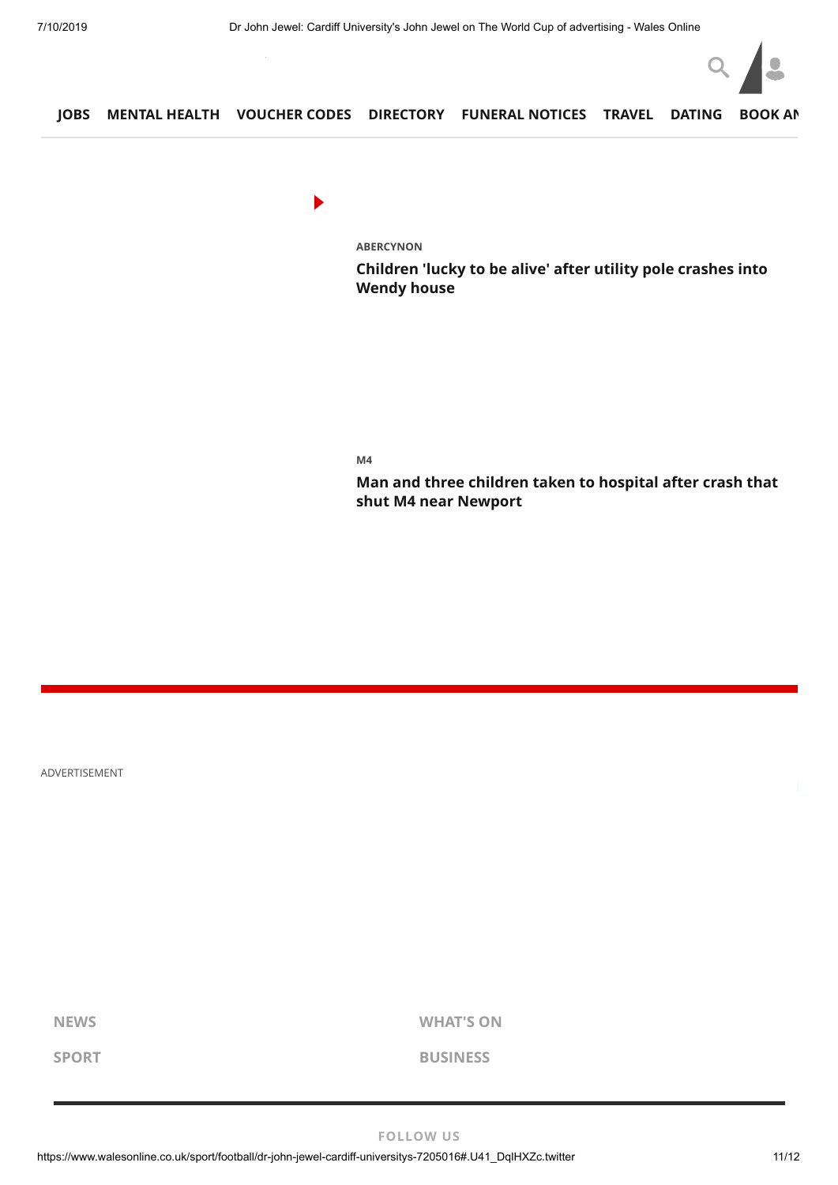JOBS MENTAL HEALTH VOUCHER CODES DIRECTORY FUNERAL NOTICES TRAVEL DATING BOOK AN

ABERCYNON

**Children 'lucky to be alive' after utility pole crashes into Wendy house**

M4

**Man and three children taken to hospital after crash that shut M4 near Newport**

ADVERTISEMENT

NEWS

WHAT'S ON

SPORT

BUSINESS

FOLLOW US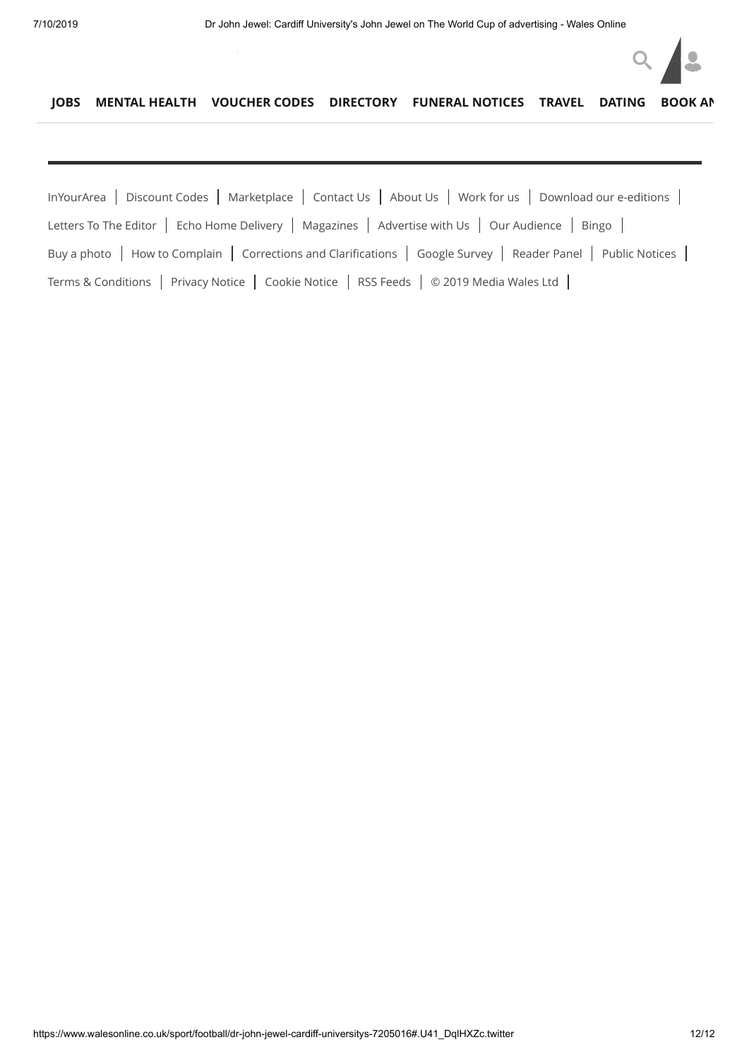**JOBS** **MENTAL HEALTH** **VOUCHER CODES** **DIRECTORY** **FUNERAL NOTICES** **TRAVEL** **DATING** **BOOK AN**

InYourArea | Discount Codes | Marketplace | Contact Us | About Us | Work for us | Download our e-editions |

Letters To The Editor | Echo Home Delivery | Magazines | Advertise with Us | Our Audience | Bingo |

Buy a photo | How to Complain | Corrections and Clarifications | Google Survey | Reader Panel | Public Notices |

Terms & Conditions | Privacy Notice | Cookie Notice | RSS Feeds | © 2019 Media Wales Ltd |